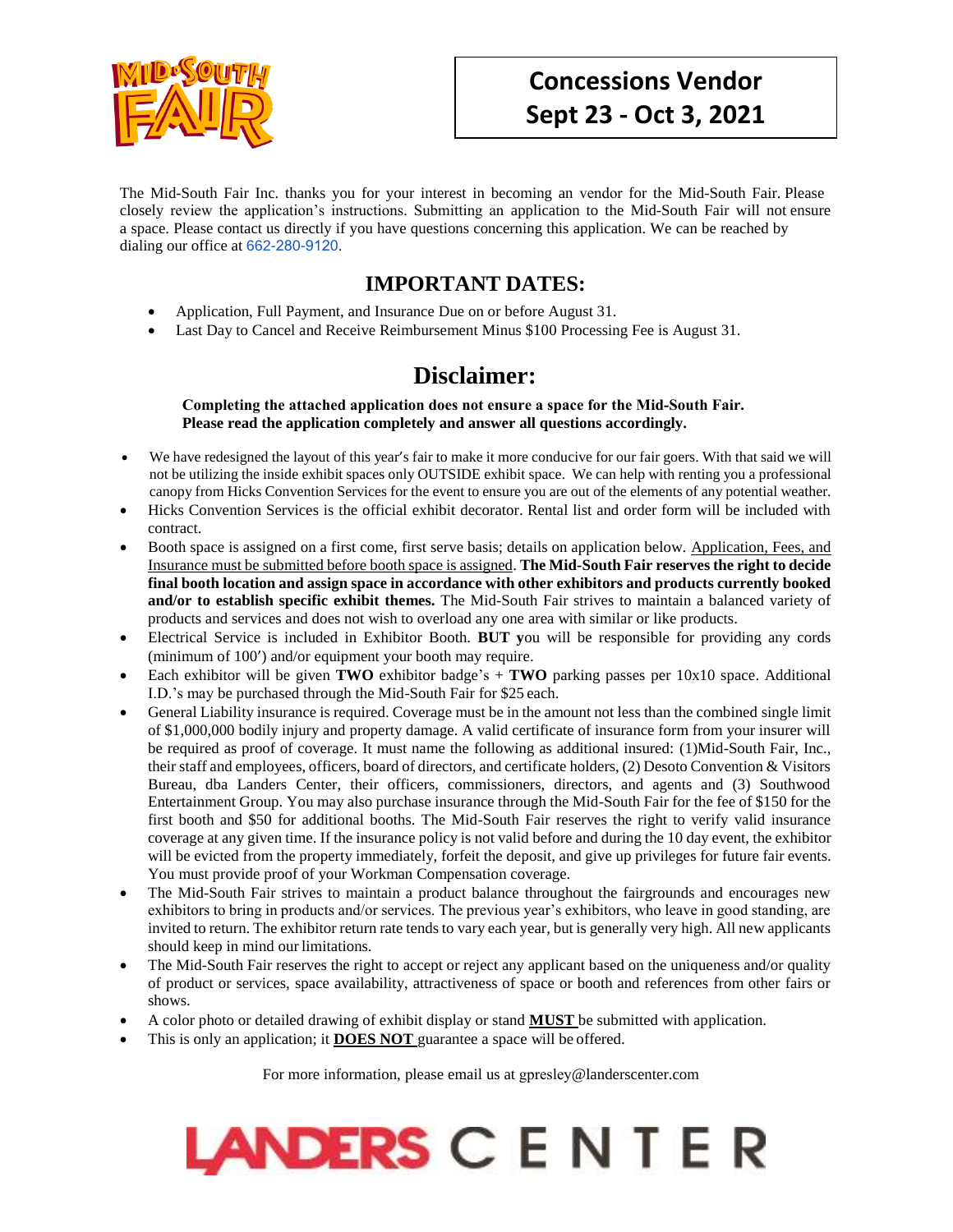# Concessions Vendor
# Sept 23 - Oct 3, 2021

The Mid-South Fair Inc. thanks you for your interest in becoming an vendor for the Mid-South Fair. Please closely review the application's instructions. Submitting an application to the Mid-South Fair will not ensure a space. Please contact us directly if you have questions concerning this application. We can be reached by dialing our office at 662-280-9120.

## IMPORTANT DATES:

- Application, Full Payment, and Insurance Due on or before August 31.
- Last Day to Cancel and Receive Reimbursement Minus $100 Processing Fee is August 31.

## Disclaimer:

**Completing the attached application does not ensure a space for the Mid-South Fair. Please read the application completely and answer all questions accordingly.**

- We have redesigned the layout of this year's fair to make it more conducive for our fair goers. With that said we will not be utilizing the inside exhibit spaces only OUTSIDE exhibit space. We can help with renting you a professional canopy from Hicks Convention Services for the event to ensure you are out of the elements of any potential weather.
- Hicks Convention Services is the official exhibit decorator. Rental list and order form will be included with contract.
- Booth space is assigned on a first come, first serve basis; details on application below. Application, Fees, and Insurance must be submitted before booth space is assigned. **The Mid-South Fair reserves the right to decide final booth location and assign space in accordance with other exhibitors and products currently booked and/or to establish specific exhibit themes.** The Mid-South Fair strives to maintain a balanced variety of products and services and does not wish to overload any one area with similar or like products.
- Electrical Service is included in Exhibitor Booth. **BUT y**ou will be responsible for providing any cords (minimum of 100′) and/or equipment your booth may require.
- Each exhibitor will be given **TWO** exhibitor badge's + **TWO** parking passes per 10x10 space. Additional I.D.'s may be purchased through the Mid-South Fair for $25 each.
- General Liability insurance is required. Coverage must be in the amount not less than the combined single limit of $1,000,000 bodily injury and property damage. A valid certificate of insurance form from your insurer will be required as proof of coverage. It must name the following as additional insured: (1)Mid-South Fair, Inc., their staff and employees, officers, board of directors, and certificate holders, (2) Desoto Convention & Visitors Bureau, dba Landers Center, their officers, commissioners, directors, and agents and (3) Southwood Entertainment Group. You may also purchase insurance through the Mid-South Fair for the fee of $150 for the first booth and $50 for additional booths. The Mid-South Fair reserves the right to verify valid insurance coverage at any given time. If the insurance policy is not valid before and during the 10 day event, the exhibitor will be evicted from the property immediately, forfeit the deposit, and give up privileges for future fair events. You must provide proof of your Workman Compensation coverage.
- The Mid-South Fair strives to maintain a product balance throughout the fairgrounds and encourages new exhibitors to bring in products and/or services. The previous year's exhibitors, who leave in good standing, are invited to return. The exhibitor return rate tends to vary each year, but is generally very high. All new applicants should keep in mind our limitations.
- The Mid-South Fair reserves the right to accept or reject any applicant based on the uniqueness and/or quality of product or services, space availability, attractiveness of space or booth and references from other fairs or shows.
- A color photo or detailed drawing of exhibit display or stand **MUST** be submitted with application.
- This is only an application; it **DOES NOT** guarantee a space will be offered.

For more information, please email us at gpresley@landerscenter.com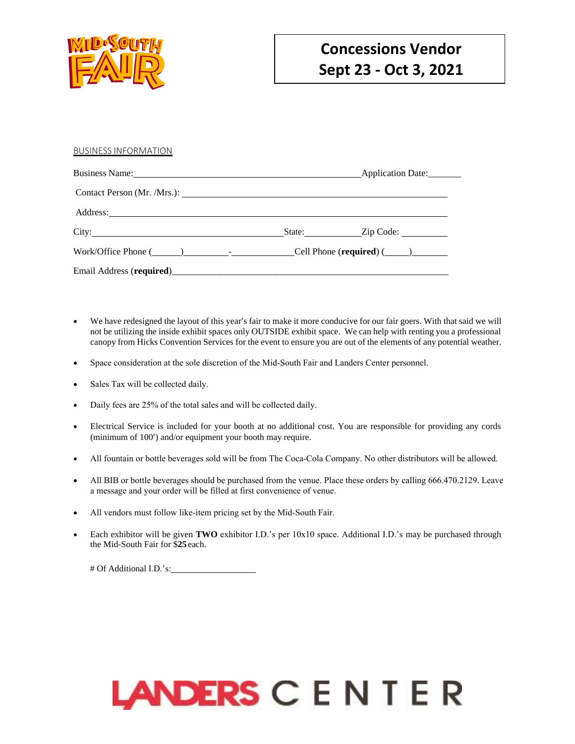# Concessions Vendor
# Sept 23 - Oct 3, 2021

BUSINESS INFORMATION

Business Name:______________________________________________ Application Date:_______

Contact Person (Mr. /Mrs.): ______________________________________________________

Address:______________________________________________________________________

City:________________________________________ State:____________ Zip Code: __________

Work/Office Phone (______)_________-_____________ Cell Phone (**required**) (_____)________

Email Address (**required**)____________________________________________________________

- We have redesigned the layout of this year's fair to make it more conducive for our fair goers. With that said we will not be utilizing the inside exhibit spaces only OUTSIDE exhibit space. We can help with renting you a professional canopy from Hicks Convention Services for the event to ensure you are out of the elements of any potential weather.
- Space consideration at the sole discretion of the Mid-South Fair and Landers Center personnel.
- Sales Tax will be collected daily.
- Daily fees are 25% of the total sales and will be collected daily.
- Electrical Service is included for your booth at no additional cost. You are responsible for providing any cords (minimum of 100') and/or equipment your booth may require.
- All fountain or bottle beverages sold will be from The Coca-Cola Company. No other distributors will be allowed.
- All BIB or bottle beverages should be purchased from the venue. Place these orders by calling 666.470.2129. Leave a message and your order will be filled at first convenience of venue.
- All vendors must follow like-item pricing set by the Mid-South Fair.
- Each exhibitor will be given **TWO** exhibitor I.D.'s per 10x10 space. Additional I.D.'s may be purchased through the Mid-South Fair for $**25** each.

  # Of Additional I.D.'s:___________________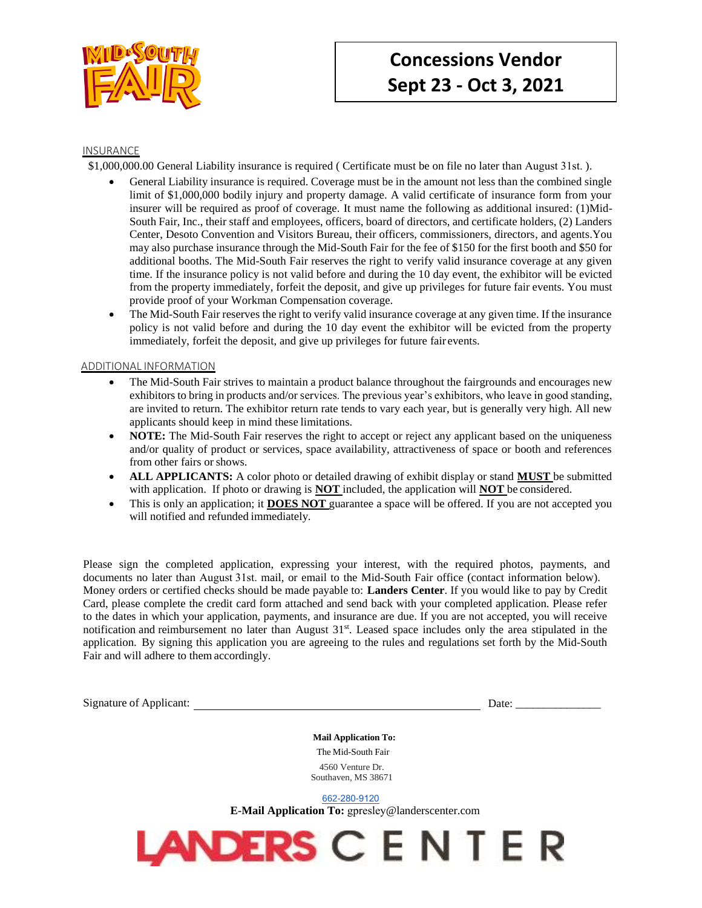# Concessions Vendor
# Sept 23 - Oct 3, 2021

## INSURANCE

$1,000,000.00 General Liability insurance is required ( Certificate must be on file no later than August 31st. ).

- General Liability insurance is required. Coverage must be in the amount not less than the combined single limit of $1,000,000 bodily injury and property damage. A valid certificate of insurance form from your insurer will be required as proof of coverage. It must name the following as additional insured: (1)Mid-South Fair, Inc., their staff and employees, officers, board of directors, and certificate holders, (2) Landers Center, Desoto Convention and Visitors Bureau, their officers, commissioners, directors, and agents.You may also purchase insurance through the Mid-South Fair for the fee of $150 for the first booth and $50 for additional booths. The Mid-South Fair reserves the right to verify valid insurance coverage at any given time. If the insurance policy is not valid before and during the 10 day event, the exhibitor will be evicted from the property immediately, forfeit the deposit, and give up privileges for future fair events. You must provide proof of your Workman Compensation coverage.
- The Mid-South Fair reserves the right to verify valid insurance coverage at any given time. If the insurance policy is not valid before and during the 10 day event the exhibitor will be evicted from the property immediately, forfeit the deposit, and give up privileges for future fair events.

## ADDITIONAL INFORMATION

- The Mid-South Fair strives to maintain a product balance throughout the fairgrounds and encourages new exhibitors to bring in products and/or services. The previous year's exhibitors, who leave in good standing, are invited to return. The exhibitor return rate tends to vary each year, but is generally very high. All new applicants should keep in mind these limitations.
- **NOTE:** The Mid-South Fair reserves the right to accept or reject any applicant based on the uniqueness and/or quality of product or services, space availability, attractiveness of space or booth and references from other fairs or shows.
- **ALL APPLICANTS:** A color photo or detailed drawing of exhibit display or stand **MUST** be submitted with application. If photo or drawing is **NOT** included, the application will **NOT** be considered.
- This is only an application; it **DOES NOT** guarantee a space will be offered. If you are not accepted you will notified and refunded immediately.

Please sign the completed application, expressing your interest, with the required photos, payments, and documents no later than August 31st. mail, or email to the Mid-South Fair office (contact information below). Money orders or certified checks should be made payable to: **Landers Center**. If you would like to pay by Credit Card, please complete the credit card form attached and send back with your completed application. Please refer to the dates in which your application, payments, and insurance are due. If you are not accepted, you will receive notification and reimbursement no later than August 31st. Leased space includes only the area stipulated in the application. By signing this application you are agreeing to the rules and regulations set forth by the Mid-South Fair and will adhere to them accordingly.

Signature of Applicant: ______________________________ Date: _______________

**Mail Application To:**

The Mid-South Fair

4560 Venture Dr.
Southaven, MS 38671

662-280-9120

**E-Mail Application To:** gpresley@landerscenter.com

LANDERS CENTER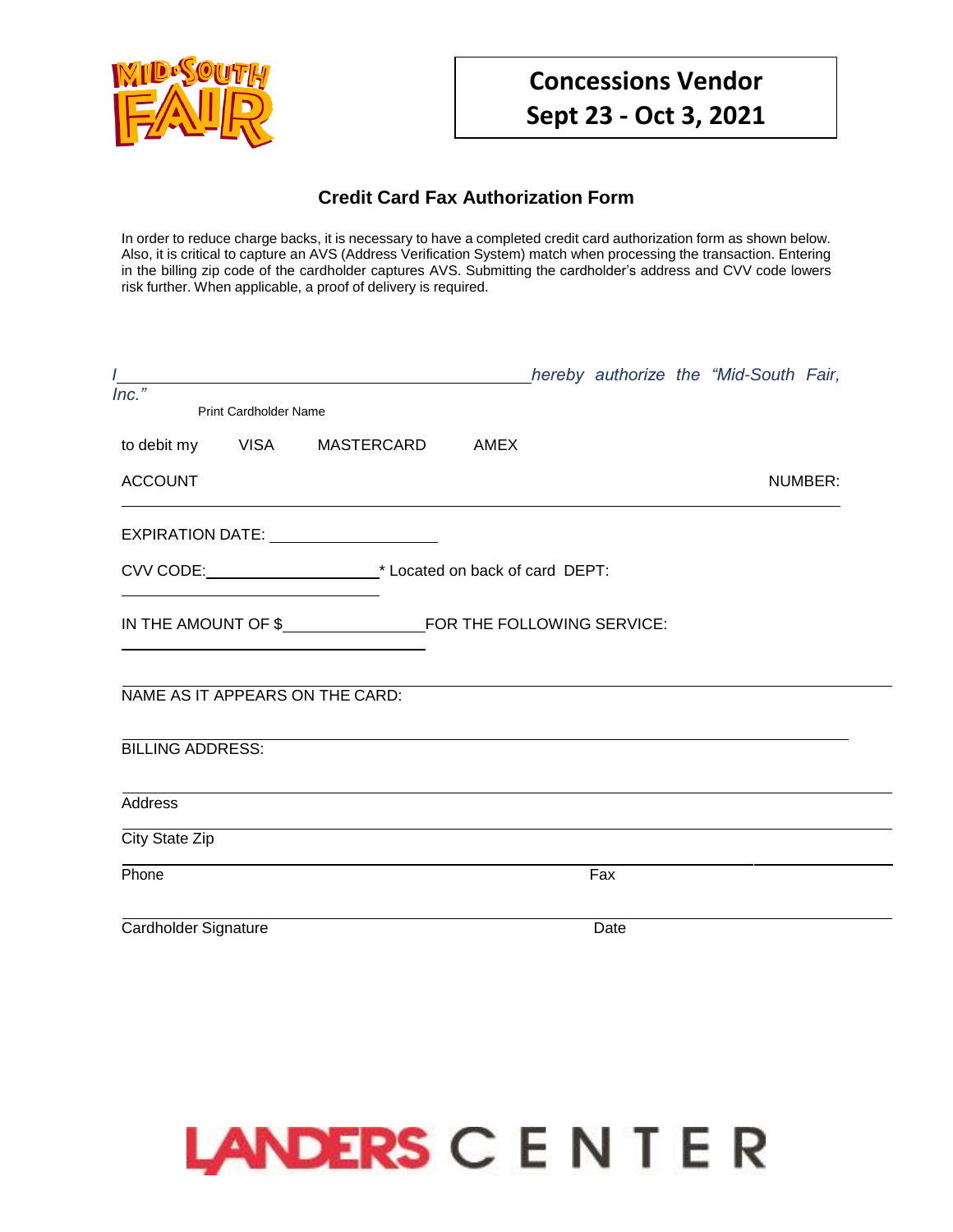**Concessions Vendor**
**Sept 23 - Oct 3, 2021**

## Credit Card Fax Authorization Form

In order to reduce charge backs, it is necessary to have a completed credit card authorization form as shown below. Also, it is critical to capture an AVS (Address Verification System) match when processing the transaction. Entering in the billing zip code of the cardholder captures AVS. Submitting the cardholder's address and CVV code lowers risk further. When applicable, a proof of delivery is required.

*I \_\_\_\_\_\_\_\_\_\_\_\_\_\_\_\_\_\_\_\_\_\_\_\_\_\_\_\_\_\_\_\_\_\_\_\_\_\_\_\_ hereby authorize the "Mid-South Fair, Inc."*

Print Cardholder Name

to debit my VISA MASTERCARD AMEX

ACCOUNT NUMBER: \_\_\_\_\_\_\_\_\_\_\_\_\_\_\_\_\_\_\_\_\_\_\_\_\_\_\_\_\_\_\_\_\_\_\_\_\_\_\_\_

EXPIRATION DATE: \_\_\_\_\_\_\_\_\_\_\_\_\_\_\_\_\_\_\_\_

CVV CODE: \_\_\_\_\_\_\_\_\_\_\_\_\_\_\_\_\_\_\_\_ * Located on back of card DEPT: \_\_\_\_\_\_\_\_\_\_\_\_\_\_\_\_\_\_\_\_

IN THE AMOUNT OF $ \_\_\_\_\_\_\_\_\_\_\_\_\_\_\_\_ FOR THE FOLLOWING SERVICE: \_\_\_\_\_\_\_\_\_\_\_\_\_\_\_\_\_\_\_\_\_\_\_\_\_\_\_\_\_\_\_\_\_\_\_\_\_\_\_\_

NAME AS IT APPEARS ON THE CARD: \_\_\_\_\_\_\_\_\_\_\_\_\_\_\_\_\_\_\_\_\_\_\_\_\_\_\_\_\_\_\_\_\_\_\_\_\_\_\_\_

BILLING ADDRESS: \_\_\_\_\_\_\_\_\_\_\_\_\_\_\_\_\_\_\_\_\_\_\_\_\_\_\_\_\_\_\_\_\_\_\_\_\_\_\_\_

Address \_\_\_\_\_\_\_\_\_\_\_\_\_\_\_\_\_\_\_\_\_\_\_\_\_\_\_\_\_\_\_\_\_\_\_\_\_\_\_\_

City State Zip \_\_\_\_\_\_\_\_\_\_\_\_\_\_\_\_\_\_\_\_\_\_\_\_\_\_\_\_\_\_\_\_\_\_\_\_\_\_\_\_

Phone \_\_\_\_\_\_\_\_\_\_\_\_\_\_\_\_\_\_\_\_ Fax \_\_\_\_\_\_\_\_\_\_\_\_\_\_\_\_\_\_\_\_

Cardholder Signature \_\_\_\_\_\_\_\_\_\_\_\_\_\_\_\_\_\_\_\_ Date \_\_\_\_\_\_\_\_\_\_\_\_\_\_\_\_\_\_\_\_

LANDERS CENTER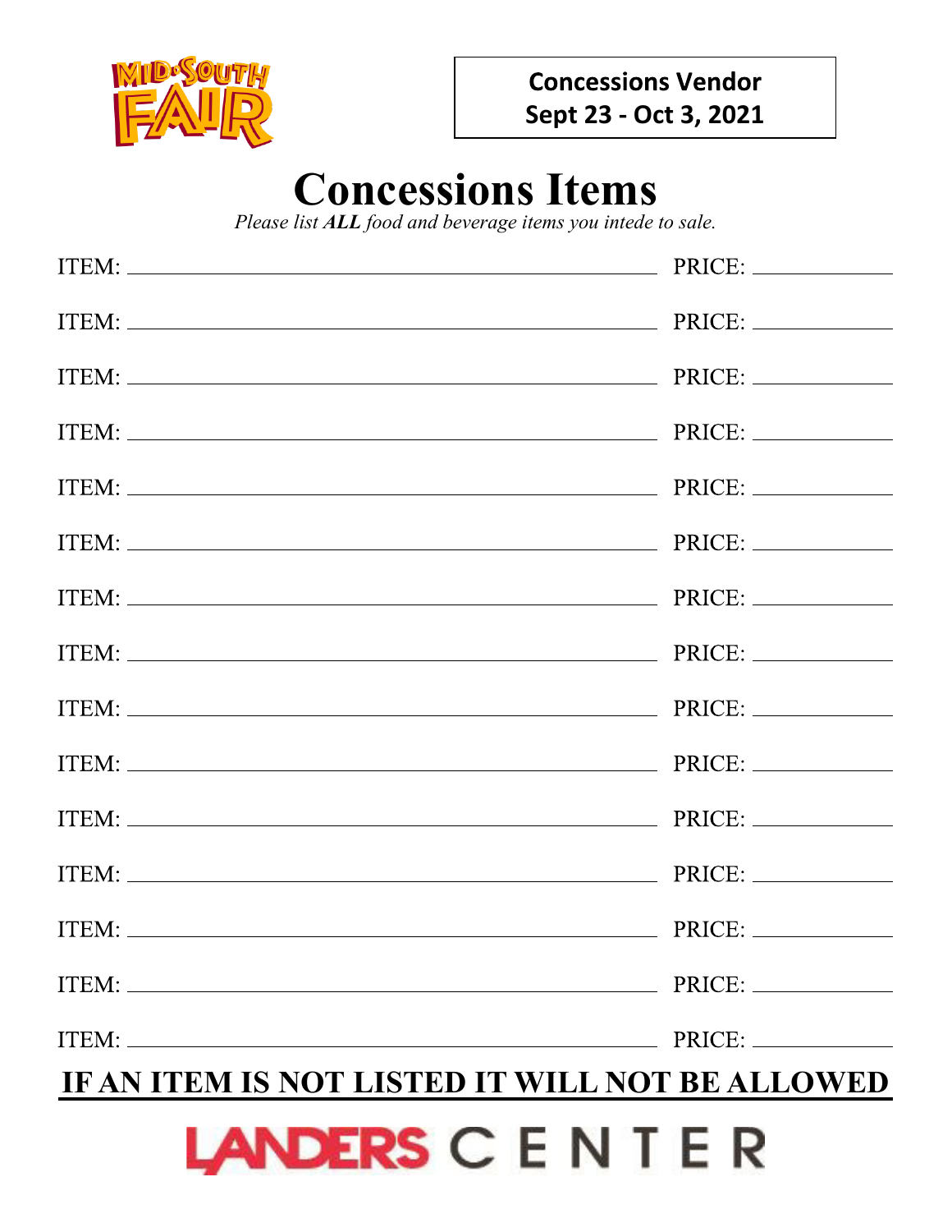Concessions Vendor
Sept 23 - Oct 3, 2021

# Concessions Items

*Please list **ALL** food and beverage items you intede to sale.*

ITEM: ______________________________ PRICE: __________

ITEM: ______________________________ PRICE: __________

ITEM: ______________________________ PRICE: __________

ITEM: ______________________________ PRICE: __________

ITEM: ______________________________ PRICE: __________

ITEM: ______________________________ PRICE: __________

ITEM: ______________________________ PRICE: __________

ITEM: ______________________________ PRICE: __________

ITEM: ______________________________ PRICE: __________

ITEM: ______________________________ PRICE: __________

ITEM: ______________________________ PRICE: __________

ITEM: ______________________________ PRICE: __________

ITEM: ______________________________ PRICE: __________

ITEM: ______________________________ PRICE: __________

ITEM: ______________________________ PRICE: __________

**IF AN ITEM IS NOT LISTED IT WILL NOT BE ALLOWED**

LANDERS CENTER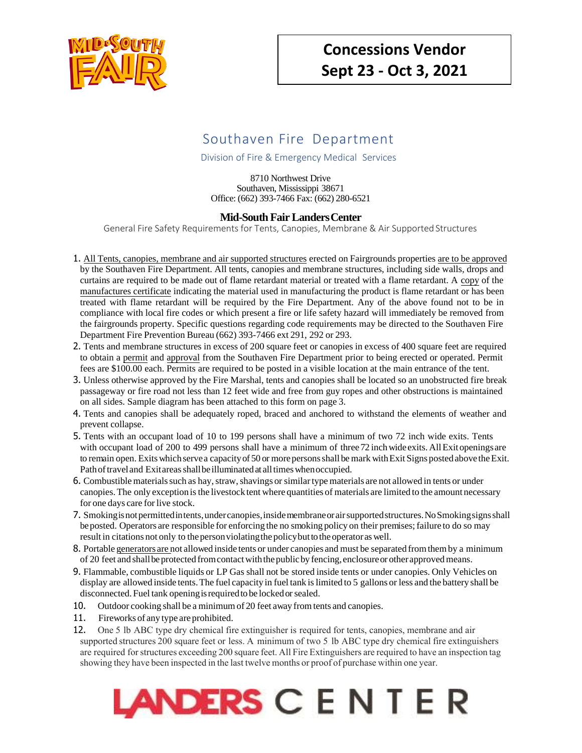# Concessions Vendor
# Sept 23 - Oct 3, 2021

## Southaven Fire Department

Division of Fire & Emergency Medical Services

8710 Northwest Drive
Southaven, Mississippi 38671
Office: (662) 393-7466 Fax: (662) 280-6521

### Mid-South Fair Landers Center

General Fire Safety Requirements for Tents, Canopies, Membrane & Air Supported Structures

1. All Tents, canopies, membrane and air supported structures erected on Fairgrounds properties are to be approved by the Southaven Fire Department. All tents, canopies and membrane structures, including side walls, drops and curtains are required to be made out of flame retardant material or treated with a flame retardant. A copy of the manufactures certificate indicating the material used in manufacturing the product is flame retardant or has been treated with flame retardant will be required by the Fire Department. Any of the above found not to be in compliance with local fire codes or which present a fire or life safety hazard will immediately be removed from the fairgrounds property. Specific questions regarding code requirements may be directed to the Southaven Fire Department Fire Prevention Bureau (662) 393-7466 ext 291, 292 or 293.
2. Tents and membrane structures in excess of 200 square feet or canopies in excess of 400 square feet are required to obtain a permit and approval from the Southaven Fire Department prior to being erected or operated. Permit fees are $100.00 each. Permits are required to be posted in a visible location at the main entrance of the tent.
3. Unless otherwise approved by the Fire Marshal, tents and canopies shall be located so an unobstructed fire break passageway or fire road not less than 12 feet wide and free from guy ropes and other obstructions is maintained on all sides. Sample diagram has been attached to this form on page 3.
4. Tents and canopies shall be adequately roped, braced and anchored to withstand the elements of weather and prevent collapse.
5. Tents with an occupant load of 10 to 199 persons shall have a minimum of two 72 inch wide exits. Tents with occupant load of 200 to 499 persons shall have a minimum of three 72 inch wide exits. All Exit openings are to remain open. Exits which serve a capacity of 50 or more persons shall be mark with Exit Signs posted above the Exit. Path of travel and Exit areas shall be illuminated at all times when occupied.
6. Combustible materials such as hay, straw, shavings or similar type materials are not allowed in tents or under canopies. The only exception is the livestock tent where quantities of materials are limited to the amount necessary for one days care for live stock.
7. Smoking is not permitted in tents, under canopies, inside membrane or air supported structures. No Smoking signs shall be posted. Operators are responsible for enforcing the no smoking policy on their premises; failure to do so may result in citations not only to the person violating the policy but to the operator as well.
8. Portable generators are not allowed inside tents or under canopies and must be separated from them by a minimum of 20 feet and shall be protected from contact with the public by fencing, enclosure or other approved means.
9. Flammable, combustible liquids or LP Gas shall not be stored inside tents or under canopies. Only Vehicles on display are allowed inside tents. The fuel capacity in fuel tank is limited to 5 gallons or less and the battery shall be disconnected. Fuel tank opening is required to be locked or sealed.
10. Outdoor cooking shall be a minimum of 20 feet away from tents and canopies.
11. Fireworks of any type are prohibited.
12. One 5 lb ABC type dry chemical fire extinguisher is required for tents, canopies, membrane and air supported structures 200 square feet or less. A minimum of two 5 lb ABC type dry chemical fire extinguishers are required for structures exceeding 200 square feet. All Fire Extinguishers are required to have an inspection tag showing they have been inspected in the last twelve months or proof of purchase within one year.

LANDERS CENTER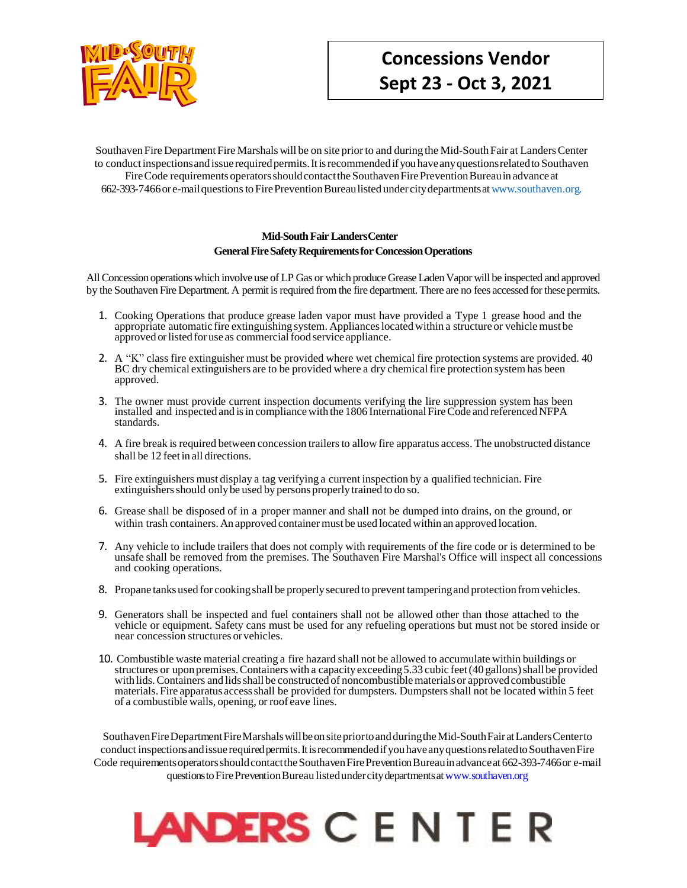# Concessions Vendor
# Sept 23 - Oct 3, 2021

Southaven Fire Department Fire Marshals will be on site prior to and during the Mid-South Fair at Landers Center to conduct inspections and issue required permits. It is recommended if you have any questions related to Southaven Fire Code requirements operators should contact the Southaven Fire Prevention Bureau in advance at 662-393-7466 or e-mail questions to Fire Prevention Bureau listed under city departments at www.southaven.org.

**Mid-South Fair Landers Center**
**General Fire Safety Requirements for Concession Operations**

All Concession operations which involve use of LP Gas or which produce Grease Laden Vapor will be inspected and approved by the Southaven Fire Department. A permit is required from the fire department. There are no fees accessed for these permits.

1. Cooking Operations that produce grease laden vapor must have provided a Type 1 grease hood and the appropriate automatic fire extinguishing system. Appliances located within a structure or vehicle must be approved or listed for use as commercial food service appliance.
2. A "K" class fire extinguisher must be provided where wet chemical fire protection systems are provided. 40 BC dry chemical extinguishers are to be provided where a dry chemical fire protection system has been approved.
3. The owner must provide current inspection documents verifying the lire suppression system has been installed and inspected and is in compliance with the 1806 International Fire Code and referenced NFPA standards.
4. A fire break is required between concession trailers to allow fire apparatus access. The unobstructed distance shall be 12 feet in all directions.
5. Fire extinguishers must display a tag verifying a current inspection by a qualified technician. Fire extinguishers should only be used by persons properly trained to do so.
6. Grease shall be disposed of in a proper manner and shall not be dumped into drains, on the ground, or within trash containers. An approved container must be used located within an approved location.
7. Any vehicle to include trailers that does not comply with requirements of the fire code or is determined to be unsafe shall be removed from the premises. The Southaven Fire Marshal's Office will inspect all concessions and cooking operations.
8. Propane tanks used for cooking shall be properly secured to prevent tampering and protection from vehicles.
9. Generators shall be inspected and fuel containers shall not be allowed other than those attached to the vehicle or equipment. Safety cans must be used for any refueling operations but must not be stored inside or near concession structures or vehicles.
10. Combustible waste material creating a fire hazard shall not be allowed to accumulate within buildings or structures or upon premises. Containers with a capacity exceeding 5.33 cubic feet (40 gallons) shall be provided with lids. Containers and lids shall be constructed of noncombustible materials or approved combustible materials. Fire apparatus access shall be provided for dumpsters. Dumpsters shall not be located within 5 feet of a combustible walls, opening, or roof eave lines.

Southaven Fire Department Fire Marshals will be on site prior to and during the Mid-South Fair at Landers Center to conduct inspections and issue required permits. It is recommended if you have any questions related to Southaven Fire Code requirements operators should contact the Southaven Fire Prevention Bureau in advance at 662-393-7466 or e-mail questions to Fire Prevention Bureau listed under city departments at www.southaven.org

LANDERS CENTER